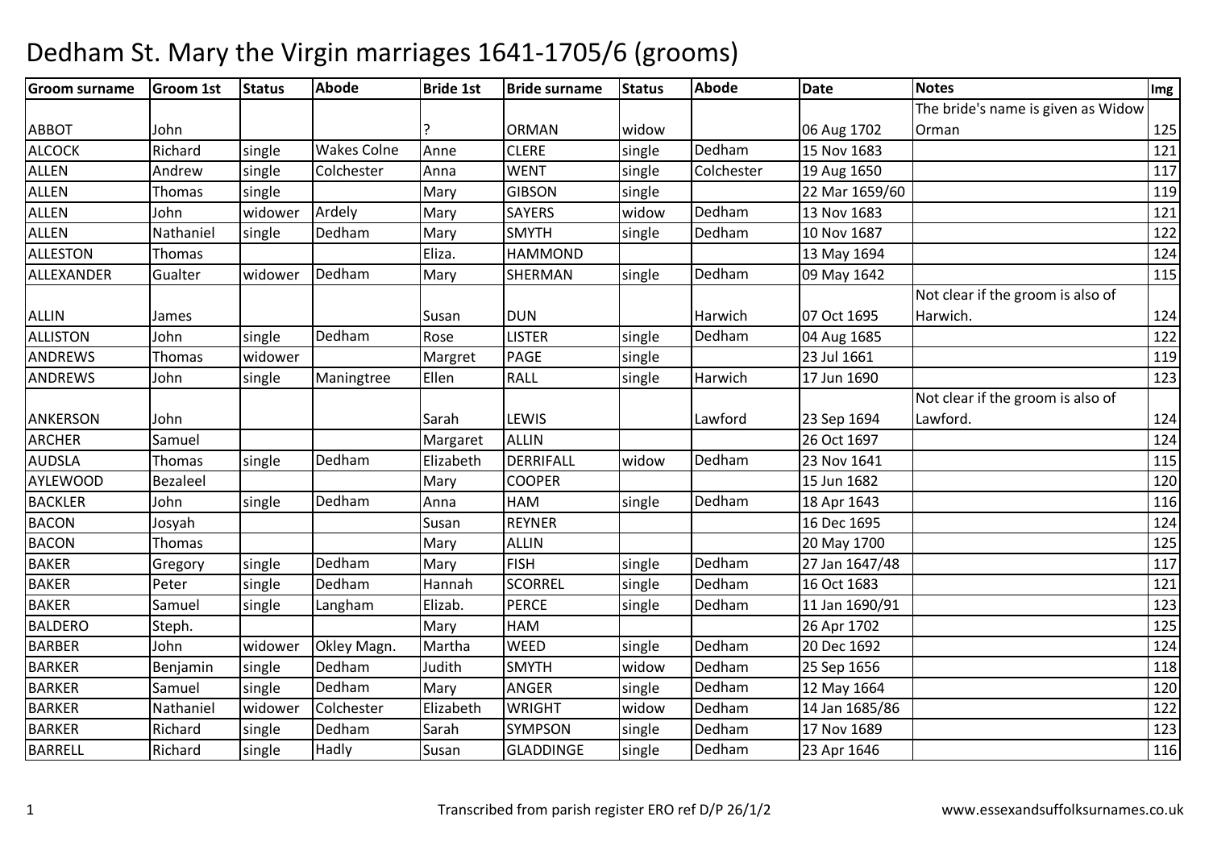# Dedham St. Mary the Virgin marriages 1641-1705/6 (grooms)

| Groom surname | Groom 1st | Status | Abode | Bride 1st | Bride surname | Status | Abode | Date | Notes | Img |
|---|---|---|---|---|---|---|---|---|---|---|
| ABBOT | John | | | ? | ORMAN | widow | | 06 Aug 1702 | The bride's name is given as Widow Orman | 125 |
| ALCOCK | Richard | single | Wakes Colne | Anne | CLERE | single | Dedham | 15 Nov 1683 | | 121 |
| ALLEN | Andrew | single | Colchester | Anna | WENT | single | Colchester | 19 Aug 1650 | | 117 |
| ALLEN | Thomas | single | | Mary | GIBSON | single | | 22 Mar 1659/60 | | 119 |
| ALLEN | John | widower | Ardely | Mary | SAYERS | widow | Dedham | 13 Nov 1683 | | 121 |
| ALLEN | Nathaniel | single | Dedham | Mary | SMYTH | single | Dedham | 10 Nov 1687 | | 122 |
| ALLESTON | Thomas | | | Eliza. | HAMMOND | | | 13 May 1694 | | 124 |
| ALLEXANDER | Gualter | widower | Dedham | Mary | SHERMAN | single | Dedham | 09 May 1642 | | 115 |
| ALLIN | James | | | Susan | DUN | | Harwich | 07 Oct 1695 | Not clear if the groom is also of Harwich. | 124 |
| ALLISTON | John | single | Dedham | Rose | LISTER | single | Dedham | 04 Aug 1685 | | 122 |
| ANDREWS | Thomas | widower | | Margret | PAGE | single | | 23 Jul 1661 | | 119 |
| ANDREWS | John | single | Maningtree | Ellen | RALL | single | Harwich | 17 Jun 1690 | | 123 |
| ANKERSON | John | | | Sarah | LEWIS | | Lawford | 23 Sep 1694 | Not clear if the groom is also of Lawford. | 124 |
| ARCHER | Samuel | | | Margaret | ALLIN | | | 26 Oct 1697 | | 124 |
| AUDSLA | Thomas | single | Dedham | Elizabeth | DERRIFALL | widow | Dedham | 23 Nov 1641 | | 115 |
| AYLEWOOD | Bezaleel | | | Mary | COOPER | | | 15 Jun 1682 | | 120 |
| BACKLER | John | single | Dedham | Anna | HAM | single | Dedham | 18 Apr 1643 | | 116 |
| BACON | Josyah | | | Susan | REYNER | | | 16 Dec 1695 | | 124 |
| BACON | Thomas | | | Mary | ALLIN | | | 20 May 1700 | | 125 |
| BAKER | Gregory | single | Dedham | Mary | FISH | single | Dedham | 27 Jan 1647/48 | | 117 |
| BAKER | Peter | single | Dedham | Hannah | SCORREL | single | Dedham | 16 Oct 1683 | | 121 |
| BAKER | Samuel | single | Langham | Elizab. | PERCE | single | Dedham | 11 Jan 1690/91 | | 123 |
| BALDERO | Steph. | | | Mary | HAM | | | 26 Apr 1702 | | 125 |
| BARBER | John | widower | Okley Magn. | Martha | WEED | single | Dedham | 20 Dec 1692 | | 124 |
| BARKER | Benjamin | single | Dedham | Judith | SMYTH | widow | Dedham | 25 Sep 1656 | | 118 |
| BARKER | Samuel | single | Dedham | Mary | ANGER | single | Dedham | 12 May 1664 | | 120 |
| BARKER | Nathaniel | widower | Colchester | Elizabeth | WRIGHT | widow | Dedham | 14 Jan 1685/86 | | 122 |
| BARKER | Richard | single | Dedham | Sarah | SYMPSON | single | Dedham | 17 Nov 1689 | | 123 |
| BARRELL | Richard | single | Hadly | Susan | GLADDINGE | single | Dedham | 23 Apr 1646 | | 116 |

Transcribed from parish register ERO ref D/P 26/1/2 www.essexandsuffolksurnames.co.uk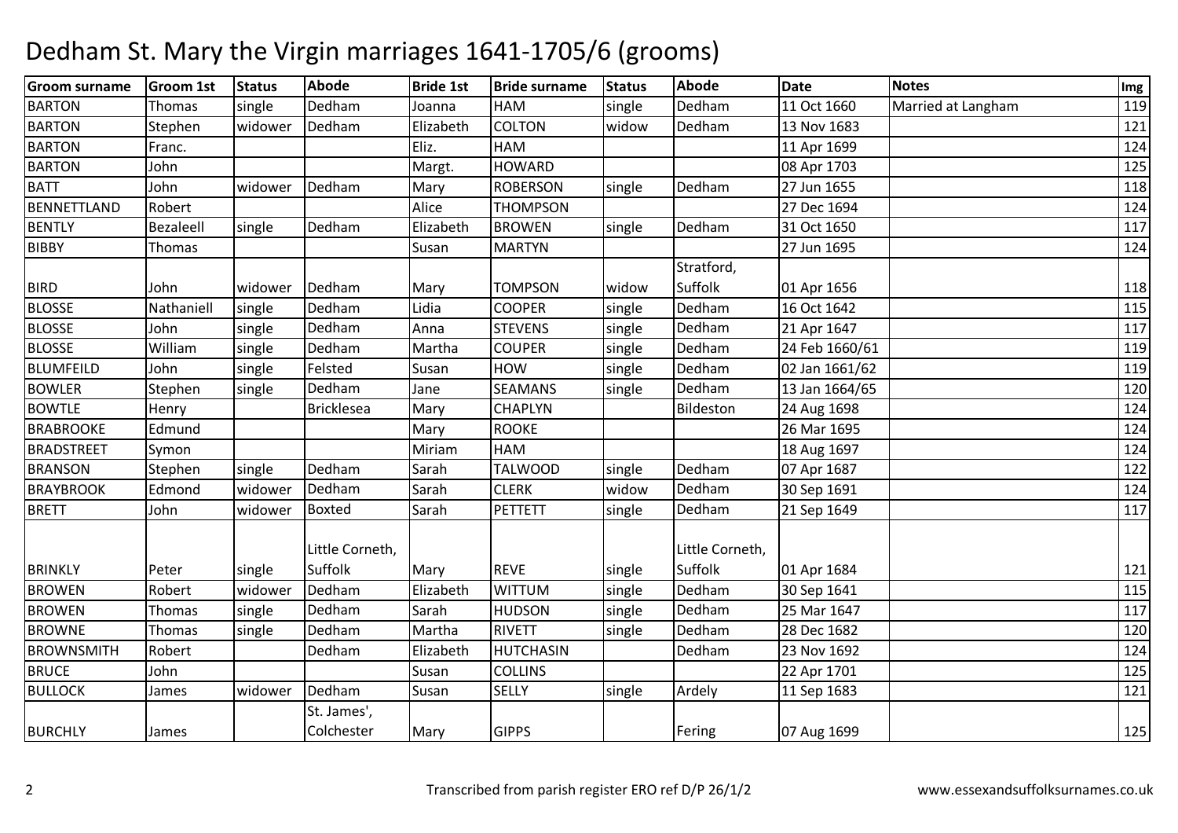# Dedham St. Mary the Virgin marriages 1641-1705/6 (grooms)

| Groom surname | Groom 1st | Status | Abode | Bride 1st | Bride surname | Status | Abode | Date | Notes | Img |
|---|---|---|---|---|---|---|---|---|---|---|
| BARTON | Thomas | single | Dedham | Joanna | HAM | single | Dedham | 11 Oct 1660 | Married at Langham | 119 |
| BARTON | Stephen | widower | Dedham | Elizabeth | COLTON | widow | Dedham | 13 Nov 1683 | | 121 |
| BARTON | Franc. | | | Eliz. | HAM | | | 11 Apr 1699 | | 124 |
| BARTON | John | | | Margt. | HOWARD | | | 08 Apr 1703 | | 125 |
| BATT | John | widower | Dedham | Mary | ROBERSON | single | Dedham | 27 Jun 1655 | | 118 |
| BENNETTLAND | Robert | | | Alice | THOMPSON | | | 27 Dec 1694 | | 124 |
| BENTLY | Bezaleell | single | Dedham | Elizabeth | BROWEN | single | Dedham | 31 Oct 1650 | | 117 |
| BIBBY | Thomas | | | Susan | MARTYN | | | 27 Jun 1695 | | 124 |
| BIRD | John | widower | Dedham | Mary | TOMPSON | widow | Stratford, Suffolk | 01 Apr 1656 | | 118 |
| BLOSSE | Nathaniell | single | Dedham | Lidia | COOPER | single | Dedham | 16 Oct 1642 | | 115 |
| BLOSSE | John | single | Dedham | Anna | STEVENS | single | Dedham | 21 Apr 1647 | | 117 |
| BLOSSE | William | single | Dedham | Martha | COUPER | single | Dedham | 24 Feb 1660/61 | | 119 |
| BLUMFEILD | John | single | Felsted | Susan | HOW | single | Dedham | 02 Jan 1661/62 | | 119 |
| BOWLER | Stephen | single | Dedham | Jane | SEAMANS | single | Dedham | 13 Jan 1664/65 | | 120 |
| BOWTLE | Henry | | Bricklesea | Mary | CHAPLYN | | Bildeston | 24 Aug 1698 | | 124 |
| BRABROOKE | Edmund | | | Mary | ROOKE | | | 26 Mar 1695 | | 124 |
| BRADSTREET | Symon | | | Miriam | HAM | | | 18 Aug 1697 | | 124 |
| BRANSON | Stephen | single | Dedham | Sarah | TALWOOD | single | Dedham | 07 Apr 1687 | | 122 |
| BRAYBROOK | Edmond | widower | Dedham | Sarah | CLERK | widow | Dedham | 30 Sep 1691 | | 124 |
| BRETT | John | widower | Boxted | Sarah | PETTETT | single | Dedham | 21 Sep 1649 | | 117 |
| BRINKLY | Peter | single | Little Corneth, Suffolk | Mary | REVE | single | Little Corneth, Suffolk | 01 Apr 1684 | | 121 |
| BROWEN | Robert | widower | Dedham | Elizabeth | WITTUM | single | Dedham | 30 Sep 1641 | | 115 |
| BROWEN | Thomas | single | Dedham | Sarah | HUDSON | single | Dedham | 25 Mar 1647 | | 117 |
| BROWNE | Thomas | single | Dedham | Martha | RIVETT | single | Dedham | 28 Dec 1682 | | 120 |
| BROWNSMITH | Robert | | Dedham | Elizabeth | HUTCHASIN | | Dedham | 23 Nov 1692 | | 124 |
| BRUCE | John | | | Susan | COLLINS | | | 22 Apr 1701 | | 125 |
| BULLOCK | James | widower | Dedham | Susan | SELLY | single | Ardely | 11 Sep 1683 | | 121 |
| BURCHLY | James | | St. James', Colchester | Mary | GIPPS | | Fering | 07 Aug 1699 | | 125 |

Transcribed from parish register ERO ref D/P 26/1/2

www.essexandsuffolksurnames.co.uk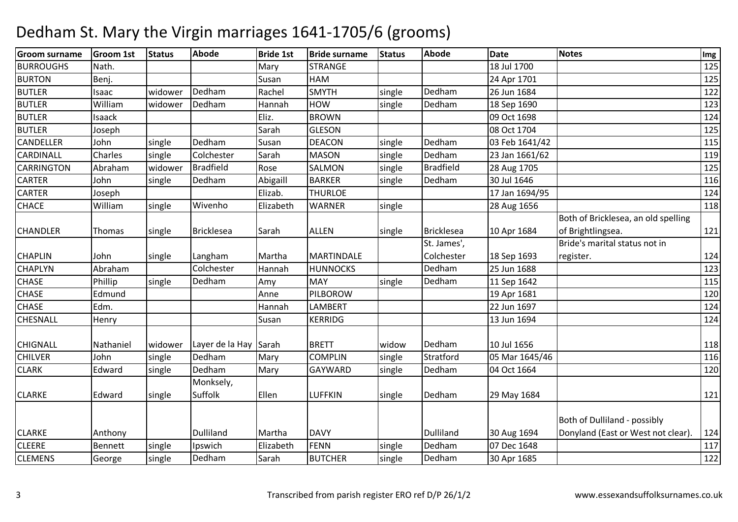# Dedham St. Mary the Virgin marriages 1641-1705/6 (grooms)

| Groom surname | Groom 1st | Status | Abode | Bride 1st | Bride surname | Status | Abode | Date | Notes | Img |
|---|---|---|---|---|---|---|---|---|---|---|
| BURROUGHS | Nath. | | | Mary | STRANGE | | | 18 Jul 1700 | | 125 |
| BURTON | Benj. | | | Susan | HAM | | | 24 Apr 1701 | | 125 |
| BUTLER | Isaac | widower | Dedham | Rachel | SMYTH | single | Dedham | 26 Jun 1684 | | 122 |
| BUTLER | William | widower | Dedham | Hannah | HOW | single | Dedham | 18 Sep 1690 | | 123 |
| BUTLER | Isaack | | | Eliz. | BROWN | | | 09 Oct 1698 | | 124 |
| BUTLER | Joseph | | | Sarah | GLESON | | | 08 Oct 1704 | | 125 |
| CANDELLER | John | single | Dedham | Susan | DEACON | single | Dedham | 03 Feb 1641/42 | | 115 |
| CARDINALL | Charles | single | Colchester | Sarah | MASON | single | Dedham | 23 Jan 1661/62 | | 119 |
| CARRINGTON | Abraham | widower | Bradfield | Rose | SALMON | single | Bradfield | 28 Aug 1705 | | 125 |
| CARTER | John | single | Dedham | Abigaill | BARKER | single | Dedham | 30 Jul 1646 | | 116 |
| CARTER | Joseph | | | Elizab. | THURLOE | | | 17 Jan 1694/95 | | 124 |
| CHACE | William | single | Wivenho | Elizabeth | WARNER | single | | 28 Aug 1656 | | 118 |
| CHANDLER | Thomas | single | Bricklesea | Sarah | ALLEN | single | Bricklesea | 10 Apr 1684 | Both of Bricklesea, an old spelling of Brightlingsea. | 121 |
| CHAPLIN | John | single | Langham | Martha | MARTINDALE | | St. James', Colchester | 18 Sep 1693 | Bride's marital status not in register. | 124 |
| CHAPLYN | Abraham | | Colchester | Hannah | HUNNOCKS | | Dedham | 25 Jun 1688 | | 123 |
| CHASE | Phillip | single | Dedham | Amy | MAY | single | Dedham | 11 Sep 1642 | | 115 |
| CHASE | Edmund | | | Anne | PILBOROW | | | 19 Apr 1681 | | 120 |
| CHASE | Edm. | | | Hannah | LAMBERT | | | 22 Jun 1697 | | 124 |
| CHESNALL | Henry | | | Susan | KERRIDG | | | 13 Jun 1694 | | 124 |
| CHIGNALL | Nathaniel | widower | Layer de la Hay | Sarah | BRETT | widow | Dedham | 10 Jul 1656 | | 118 |
| CHILVER | John | single | Dedham | Mary | COMPLIN | single | Stratford | 05 Mar 1645/46 | | 116 |
| CLARK | Edward | single | Dedham | Mary | GAYWARD | single | Dedham | 04 Oct 1664 | | 120 |
| CLARKE | Edward | single | Monksely, Suffolk | Ellen | LUFFKIN | single | Dedham | 29 May 1684 | | 121 |
| CLARKE | Anthony | | Dulliland | Martha | DAVY | | Dulliland | 30 Aug 1694 | Both of Dulliland - possibly Donyland (East or West not clear). | 124 |
| CLEERE | Bennett | single | Ipswich | Elizabeth | FENN | single | Dedham | 07 Dec 1648 | | 117 |
| CLEMENS | George | single | Dedham | Sarah | BUTCHER | single | Dedham | 30 Apr 1685 | | 122 |

Transcribed from parish register ERO ref D/P 26/1/2

www.essexandsuffolksurnames.co.uk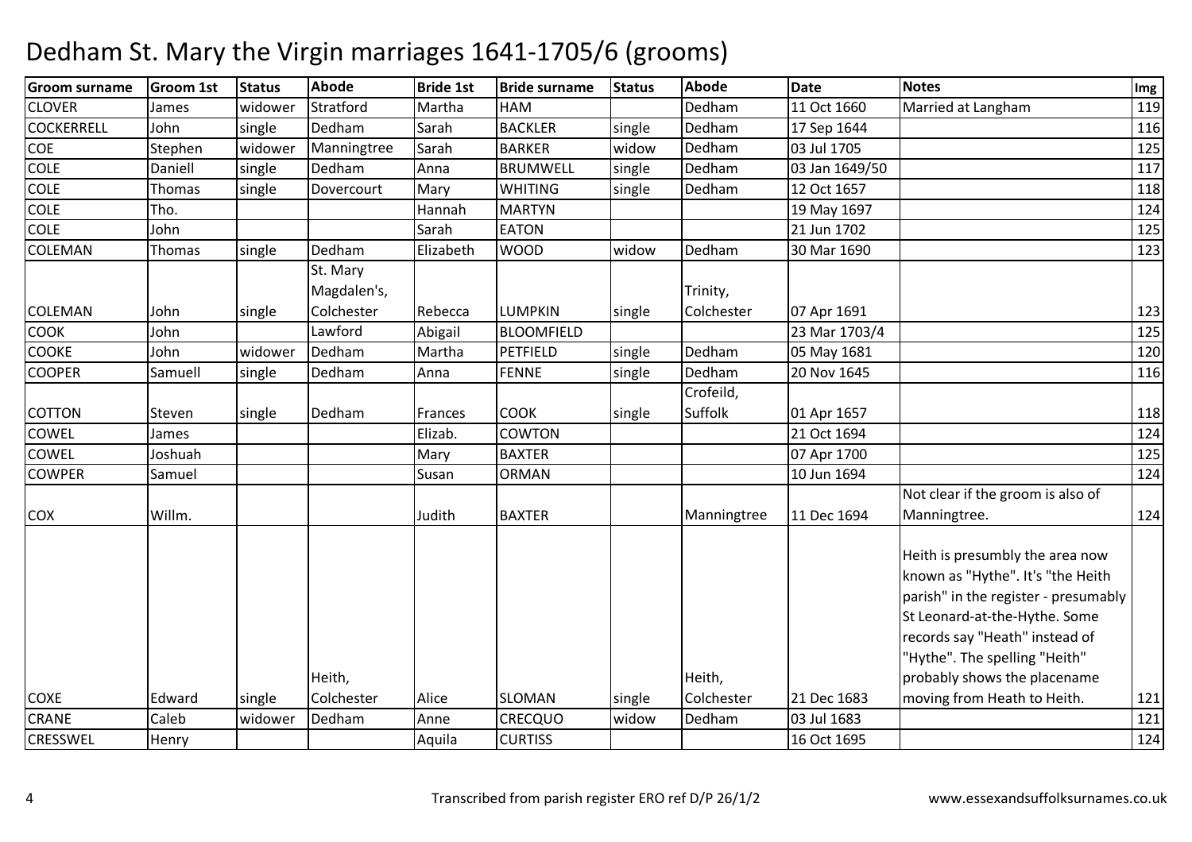# Dedham St. Mary the Virgin marriages 1641-1705/6 (grooms)

| Groom surname | Groom 1st | Status | Abode | Bride 1st | Bride surname | Status | Abode | Date | Notes | Img |
|---|---|---|---|---|---|---|---|---|---|---|
| CLOVER | James | widower | Stratford | Martha | HAM | | Dedham | 11 Oct 1660 | Married at Langham | 119 |
| COCKERRELL | John | single | Dedham | Sarah | BACKLER | single | Dedham | 17 Sep 1644 | | 116 |
| COE | Stephen | widower | Manningtree | Sarah | BARKER | widow | Dedham | 03 Jul 1705 | | 125 |
| COLE | Daniell | single | Dedham | Anna | BRUMWELL | single | Dedham | 03 Jan 1649/50 | | 117 |
| COLE | Thomas | single | Dovercourt | Mary | WHITING | single | Dedham | 12 Oct 1657 | | 118 |
| COLE | Tho. | | | Hannah | MARTYN | | | 19 May 1697 | | 124 |
| COLE | John | | | Sarah | EATON | | | 21 Jun 1702 | | 125 |
| COLEMAN | Thomas | single | Dedham | Elizabeth | WOOD | widow | Dedham | 30 Mar 1690 | | 123 |
| COLEMAN | John | single | St. Mary Magdalen's, Colchester | Rebecca | LUMPKIN | single | Trinity, Colchester | 07 Apr 1691 | | 123 |
| COOK | John | | Lawford | Abigail | BLOOMFIELD | | | 23 Mar 1703/4 | | 125 |
| COOKE | John | widower | Dedham | Martha | PETFIELD | single | Dedham | 05 May 1681 | | 120 |
| COOPER | Samuell | single | Dedham | Anna | FENNE | single | Dedham | 20 Nov 1645 | | 116 |
| COTTON | Steven | single | Dedham | Frances | COOK | single | Crofeild, Suffolk | 01 Apr 1657 | | 118 |
| COWEL | James | | | Elizab. | COWTON | | | 21 Oct 1694 | | 124 |
| COWEL | Joshuah | | | Mary | BAXTER | | | 07 Apr 1700 | | 125 |
| COWPER | Samuel | | | Susan | ORMAN | | | 10 Jun 1694 | | 124 |
| COX | Willm. | | | Judith | BAXTER | | Manningtree | 11 Dec 1694 | Not clear if the groom is also of Manningtree. | 124 |
| COXE | Edward | single | Heith, Colchester | Alice | SLOMAN | single | Heith, Colchester | 21 Dec 1683 | Heith is presumbly the area now known as "Hythe". It's "the Heith parish" in the register - presumably St Leonard-at-the-Hythe. Some records say "Heath" instead of "Hythe". The spelling "Heith" probably shows the placename moving from Heath to Heith. | 121 |
| CRANE | Caleb | widower | Dedham | Anne | CRECQUO | widow | Dedham | 03 Jul 1683 | | 121 |
| CRESSWEL | Henry | | | Aquila | CURTISS | | | 16 Oct 1695 | | 124 |

Transcribed from parish register ERO ref D/P 26/1/2

www.essexandsuffolksurnames.co.uk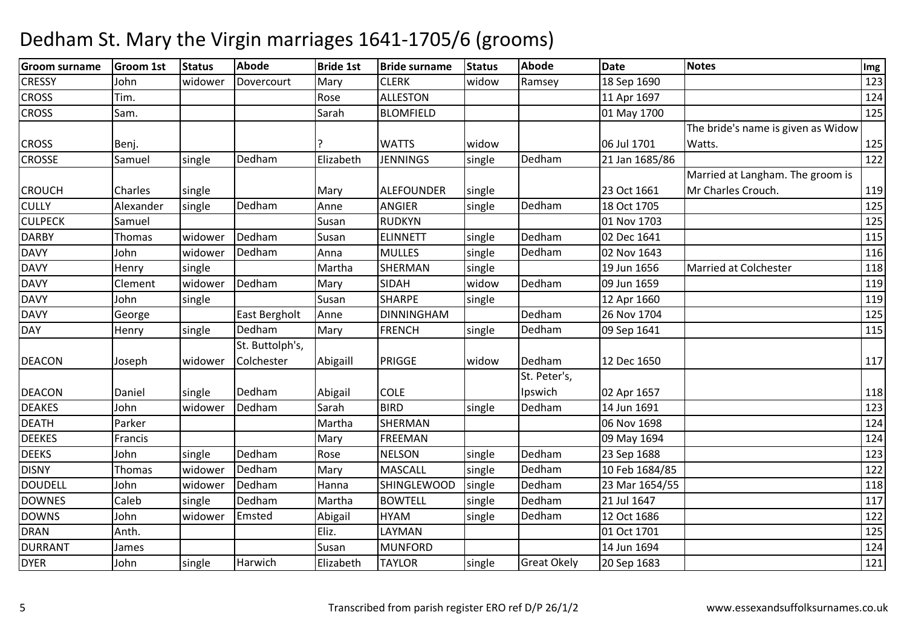# Dedham St. Mary the Virgin marriages 1641-1705/6 (grooms)

| Groom surname | Groom 1st | Status | Abode | Bride 1st | Bride surname | Status | Abode | Date | Notes | Img |
|---|---|---|---|---|---|---|---|---|---|---|
| CRESSY | John | widower | Dovercourt | Mary | CLERK | widow | Ramsey | 18 Sep 1690 | | 123 |
| CROSS | Tim. | | | Rose | ALLESTON | | | 11 Apr 1697 | | 124 |
| CROSS | Sam. | | | Sarah | BLOMFIELD | | | 01 May 1700 | | 125 |
| CROSS | Benj. | | | ? | WATTS | widow | | 06 Jul 1701 | The bride's name is given as Widow Watts. | 125 |
| CROSSE | Samuel | single | Dedham | Elizabeth | JENNINGS | single | Dedham | 21 Jan 1685/86 | | 122 |
| CROUCH | Charles | single | | Mary | ALEFOUNDER | single | | 23 Oct 1661 | Married at Langham. The groom is Mr Charles Crouch. | 119 |
| CULLY | Alexander | single | Dedham | Anne | ANGIER | single | Dedham | 18 Oct 1705 | | 125 |
| CULPECK | Samuel | | | Susan | RUDKYN | | | 01 Nov 1703 | | 125 |
| DARBY | Thomas | widower | Dedham | Susan | ELINNETT | single | Dedham | 02 Dec 1641 | | 115 |
| DAVY | John | widower | Dedham | Anna | MULLES | single | Dedham | 02 Nov 1643 | | 116 |
| DAVY | Henry | single | | Martha | SHERMAN | single | | 19 Jun 1656 | Married at Colchester | 118 |
| DAVY | Clement | widower | Dedham | Mary | SIDAH | widow | Dedham | 09 Jun 1659 | | 119 |
| DAVY | John | single | | Susan | SHARPE | single | | 12 Apr 1660 | | 119 |
| DAVY | George | | East Bergholt | Anne | DINNINGHAM | | Dedham | 26 Nov 1704 | | 125 |
| DAY | Henry | single | Dedham | Mary | FRENCH | single | Dedham | 09 Sep 1641 | | 115 |
| DEACON | Joseph | widower | St. Buttolph's, Colchester | Abigaill | PRIGGE | widow | Dedham | 12 Dec 1650 | | 117 |
| DEACON | Daniel | single | Dedham | Abigail | COLE | | St. Peter's, Ipswich | 02 Apr 1657 | | 118 |
| DEAKES | John | widower | Dedham | Sarah | BIRD | single | Dedham | 14 Jun 1691 | | 123 |
| DEATH | Parker | | | Martha | SHERMAN | | | 06 Nov 1698 | | 124 |
| DEEKES | Francis | | | Mary | FREEMAN | | | 09 May 1694 | | 124 |
| DEEKS | John | single | Dedham | Rose | NELSON | single | Dedham | 23 Sep 1688 | | 123 |
| DISNY | Thomas | widower | Dedham | Mary | MASCALL | single | Dedham | 10 Feb 1684/85 | | 122 |
| DOUDELL | John | widower | Dedham | Hanna | SHINGLEWOOD | single | Dedham | 23 Mar 1654/55 | | 118 |
| DOWNES | Caleb | single | Dedham | Martha | BOWTELL | single | Dedham | 21 Jul 1647 | | 117 |
| DOWNS | John | widower | Emsted | Abigail | HYAM | single | Dedham | 12 Oct 1686 | | 122 |
| DRAN | Anth. | | | Eliz. | LAYMAN | | | 01 Oct 1701 | | 125 |
| DURRANT | James | | | Susan | MUNFORD | | | 14 Jun 1694 | | 124 |
| DYER | John | single | Harwich | Elizabeth | TAYLOR | single | Great Okely | 20 Sep 1683 | | 121 |

Transcribed from parish register ERO ref D/P 26/1/2

www.essexandsuffolksurnames.co.uk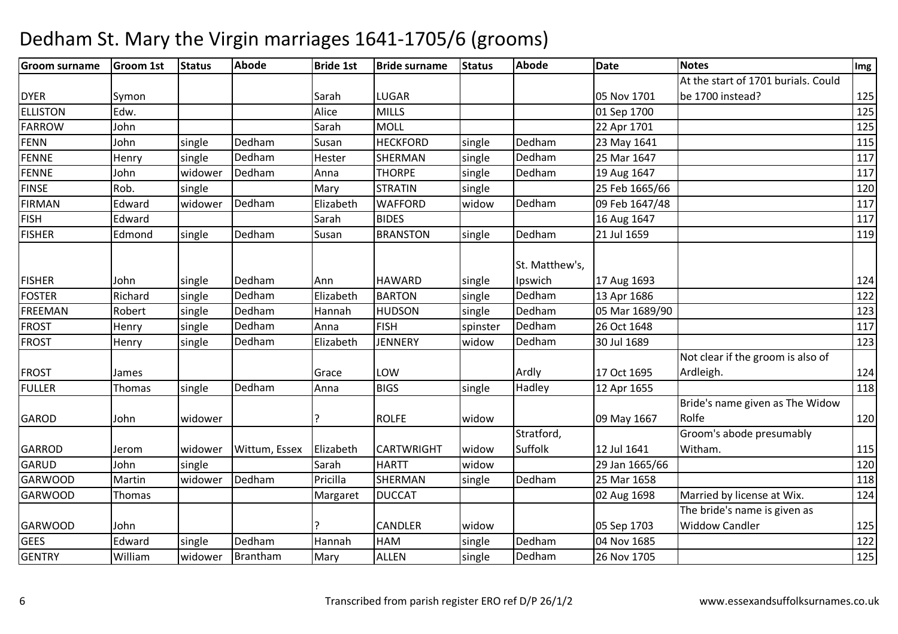# Dedham St. Mary the Virgin marriages 1641-1705/6 (grooms)

| Groom surname | Groom 1st | Status | Abode | Bride 1st | Bride surname | Status | Abode | Date | Notes | Img |
|---|---|---|---|---|---|---|---|---|---|---|
| DYER | Symon | | | Sarah | LUGAR | | | 05 Nov 1701 | At the start of 1701 burials. Could be 1700 instead? | 125 |
| ELLISTON | Edw. | | | Alice | MILLS | | | 01 Sep 1700 | | 125 |
| FARROW | John | | | Sarah | MOLL | | | 22 Apr 1701 | | 125 |
| FENN | John | single | Dedham | Susan | HECKFORD | single | Dedham | 23 May 1641 | | 115 |
| FENNE | Henry | single | Dedham | Hester | SHERMAN | single | Dedham | 25 Mar 1647 | | 117 |
| FENNE | John | widower | Dedham | Anna | THORPE | single | Dedham | 19 Aug 1647 | | 117 |
| FINSE | Rob. | single | | Mary | STRATIN | single | | 25 Feb 1665/66 | | 120 |
| FIRMAN | Edward | widower | Dedham | Elizabeth | WAFFORD | widow | Dedham | 09 Feb 1647/48 | | 117 |
| FISH | Edward | | | Sarah | BIDES | | | 16 Aug 1647 | | 117 |
| FISHER | Edmond | single | Dedham | Susan | BRANSTON | single | Dedham | 21 Jul 1659 | | 119 |
| FISHER | John | single | Dedham | Ann | HAWARD | single | St. Matthew's, Ipswich | 17 Aug 1693 | | 124 |
| FOSTER | Richard | single | Dedham | Elizabeth | BARTON | single | Dedham | 13 Apr 1686 | | 122 |
| FREEMAN | Robert | single | Dedham | Hannah | HUDSON | single | Dedham | 05 Mar 1689/90 | | 123 |
| FROST | Henry | single | Dedham | Anna | FISH | spinster | Dedham | 26 Oct 1648 | | 117 |
| FROST | Henry | single | Dedham | Elizabeth | JENNERY | widow | Dedham | 30 Jul 1689 | | 123 |
| FROST | James | | | Grace | LOW | | Ardly | 17 Oct 1695 | Not clear if the groom is also of Ardleigh. | 124 |
| FULLER | Thomas | single | Dedham | Anna | BIGS | single | Hadley | 12 Apr 1655 | | 118 |
| GAROD | John | widower | | ? | ROLFE | widow | | 09 May 1667 | Bride's name given as The Widow Rolfe | 120 |
| GARROD | Jerom | widower | Wittum, Essex | Elizabeth | CARTWRIGHT | widow | Stratford, Suffolk | 12 Jul 1641 | Groom's abode presumably Witham. | 115 |
| GARUD | John | single | | Sarah | HARTT | widow | | 29 Jan 1665/66 | | 120 |
| GARWOOD | Martin | widower | Dedham | Pricilla | SHERMAN | single | Dedham | 25 Mar 1658 | | 118 |
| GARWOOD | Thomas | | | Margaret | DUCCAT | | | 02 Aug 1698 | Married by license at Wix. | 124 |
| GARWOOD | John | | | ? | CANDLER | widow | | 05 Sep 1703 | The bride's name is given as Widdow Candler | 125 |
| GEES | Edward | single | Dedham | Hannah | HAM | single | Dedham | 04 Nov 1685 | | 122 |
| GENTRY | William | widower | Brantham | Mary | ALLEN | single | Dedham | 26 Nov 1705 | | 125 |

Transcribed from parish register ERO ref D/P 26/1/2

www.essexandsuffolksurnames.co.uk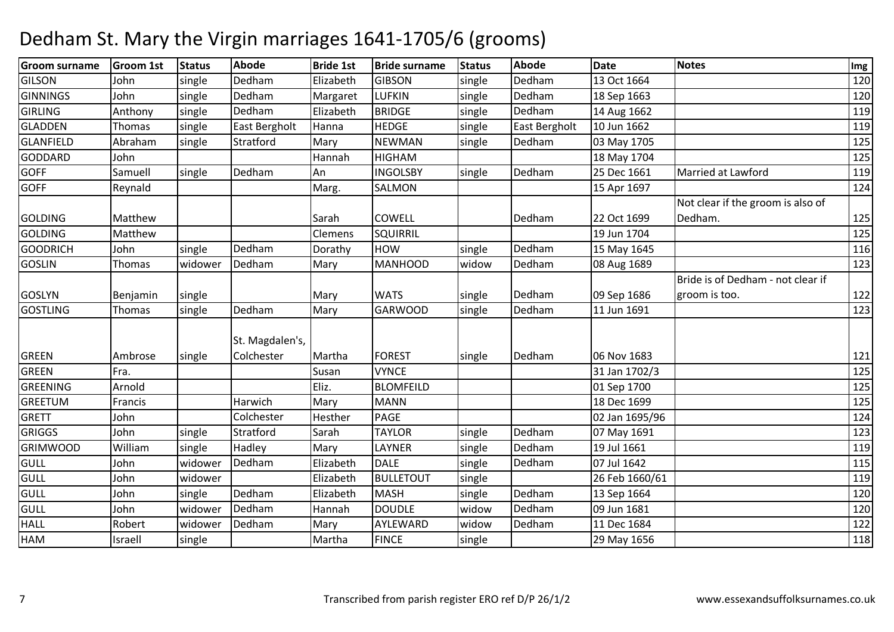# Dedham St. Mary the Virgin marriages 1641-1705/6 (grooms)

| Groom surname | Groom 1st | Status | Abode | Bride 1st | Bride surname | Status | Abode | Date | Notes | Img |
|---|---|---|---|---|---|---|---|---|---|---|
| GILSON | John | single | Dedham | Elizabeth | GIBSON | single | Dedham | 13 Oct 1664 | | 120 |
| GINNINGS | John | single | Dedham | Margaret | LUFKIN | single | Dedham | 18 Sep 1663 | | 120 |
| GIRLING | Anthony | single | Dedham | Elizabeth | BRIDGE | single | Dedham | 14 Aug 1662 | | 119 |
| GLADDEN | Thomas | single | East Bergholt | Hanna | HEDGE | single | East Bergholt | 10 Jun 1662 | | 119 |
| GLANFIELD | Abraham | single | Stratford | Mary | NEWMAN | single | Dedham | 03 May 1705 | | 125 |
| GODDARD | John | | | Hannah | HIGHAM | | | 18 May 1704 | | 125 |
| GOFF | Samuell | single | Dedham | An | INGOLSBY | single | Dedham | 25 Dec 1661 | Married at Lawford | 119 |
| GOFF | Reynald | | | Marg. | SALMON | | | 15 Apr 1697 | | 124 |
| GOLDING | Matthew | | | Sarah | COWELL | | Dedham | 22 Oct 1699 | Not clear if the groom is also of Dedham. | 125 |
| GOLDING | Matthew | | | Clemens | SQUIRRIL | | | 19 Jun 1704 | | 125 |
| GOODRICH | John | single | Dedham | Dorathy | HOW | single | Dedham | 15 May 1645 | | 116 |
| GOSLIN | Thomas | widower | Dedham | Mary | MANHOOD | widow | Dedham | 08 Aug 1689 | | 123 |
| GOSLYN | Benjamin | single | | Mary | WATS | single | Dedham | 09 Sep 1686 | Bride is of Dedham - not clear if groom is too. | 122 |
| GOSTLING | Thomas | single | Dedham | Mary | GARWOOD | single | Dedham | 11 Jun 1691 | | 123 |
| GREEN | Ambrose | single | St. Magdalen's, Colchester | Martha | FOREST | single | Dedham | 06 Nov 1683 | | 121 |
| GREEN | Fra. | | | Susan | VYNCE | | | 31 Jan 1702/3 | | 125 |
| GREENING | Arnold | | | Eliz. | BLOMFEILD | | | 01 Sep 1700 | | 125 |
| GREETUM | Francis | | Harwich | Mary | MANN | | | 18 Dec 1699 | | 125 |
| GRETT | John | | Colchester | Hesther | PAGE | | | 02 Jan 1695/96 | | 124 |
| GRIGGS | John | single | Stratford | Sarah | TAYLOR | single | Dedham | 07 May 1691 | | 123 |
| GRIMWOOD | William | single | Hadley | Mary | LAYNER | single | Dedham | 19 Jul 1661 | | 119 |
| GULL | John | widower | Dedham | Elizabeth | DALE | single | Dedham | 07 Jul 1642 | | 115 |
| GULL | John | widower | | Elizabeth | BULLETOUT | single | | 26 Feb 1660/61 | | 119 |
| GULL | John | single | Dedham | Elizabeth | MASH | single | Dedham | 13 Sep 1664 | | 120 |
| GULL | John | widower | Dedham | Hannah | DOUDLE | widow | Dedham | 09 Jun 1681 | | 120 |
| HALL | Robert | widower | Dedham | Mary | AYLEWARD | widow | Dedham | 11 Dec 1684 | | 122 |
| HAM | Israell | single | | Martha | FINCE | single | | 29 May 1656 | | 118 |

Transcribed from parish register ERO ref D/P 26/1/2 www.essexandsuffolksurnames.co.uk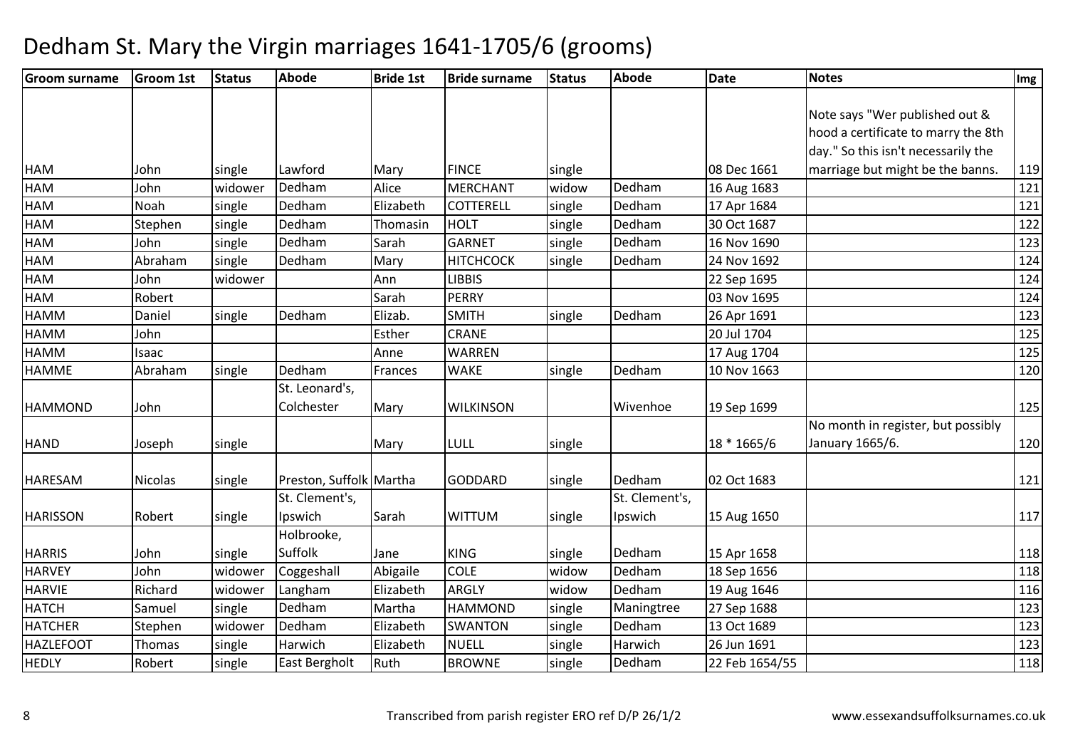# Dedham St. Mary the Virgin marriages 1641-1705/6 (grooms)

| Groom surname | Groom 1st | Status | Abode | Bride 1st | Bride surname | Status | Abode | Date | Notes | Img |
|---|---|---|---|---|---|---|---|---|---|---|
| HAM | John | single | Lawford | Mary | FINCE | single | | 08 Dec 1661 | Note says "Wer published out & hood a certificate to marry the 8th day." So this isn't necessarily the marriage but might be the banns. | 119 |
| HAM | John | widower | Dedham | Alice | MERCHANT | widow | Dedham | 16 Aug 1683 | | 121 |
| HAM | Noah | single | Dedham | Elizabeth | COTTERELL | single | Dedham | 17 Apr 1684 | | 121 |
| HAM | Stephen | single | Dedham | Thomasin | HOLT | single | Dedham | 30 Oct 1687 | | 122 |
| HAM | John | single | Dedham | Sarah | GARNET | single | Dedham | 16 Nov 1690 | | 123 |
| HAM | Abraham | single | Dedham | Mary | HITCHCOCK | single | Dedham | 24 Nov 1692 | | 124 |
| HAM | John | widower | | Ann | LIBBIS | | | 22 Sep 1695 | | 124 |
| HAM | Robert | | | Sarah | PERRY | | | 03 Nov 1695 | | 124 |
| HAMM | Daniel | single | Dedham | Elizab. | SMITH | single | Dedham | 26 Apr 1691 | | 123 |
| HAMM | John | | | Esther | CRANE | | | 20 Jul 1704 | | 125 |
| HAMM | Isaac | | | Anne | WARREN | | | 17 Aug 1704 | | 125 |
| HAMME | Abraham | single | Dedham | Frances | WAKE | single | Dedham | 10 Nov 1663 | | 120 |
| HAMMOND | John | | St. Leonard's, Colchester | Mary | WILKINSON | | Wivenhoe | 19 Sep 1699 | | 125 |
| HAND | Joseph | single | | Mary | LULL | single | | 18 * 1665/6 | No month in register, but possibly January 1665/6. | 120 |
| HARESAM | Nicolas | single | Preston, Suffolk | Martha | GODDARD | single | Dedham | 02 Oct 1683 | | 121 |
| HARISSON | Robert | single | St. Clement's, Ipswich | Sarah | WITTUM | single | St. Clement's, Ipswich | 15 Aug 1650 | | 117 |
| HARRIS | John | single | Holbrooke, Suffolk | Jane | KING | single | Dedham | 15 Apr 1658 | | 118 |
| HARVEY | John | widower | Coggeshall | Abigaile | COLE | widow | Dedham | 18 Sep 1656 | | 118 |
| HARVIE | Richard | widower | Langham | Elizabeth | ARGLY | widow | Dedham | 19 Aug 1646 | | 116 |
| HATCH | Samuel | single | Dedham | Martha | HAMMOND | single | Maningtree | 27 Sep 1688 | | 123 |
| HATCHER | Stephen | widower | Dedham | Elizabeth | SWANTON | single | Dedham | 13 Oct 1689 | | 123 |
| HAZLEFOOT | Thomas | single | Harwich | Elizabeth | NUELL | single | Harwich | 26 Jun 1691 | | 123 |
| HEDLY | Robert | single | East Bergholt | Ruth | BROWNE | single | Dedham | 22 Feb 1654/55 | | 118 |

Transcribed from parish register ERO ref D/P 26/1/2

www.essexandsuffolksurnames.co.uk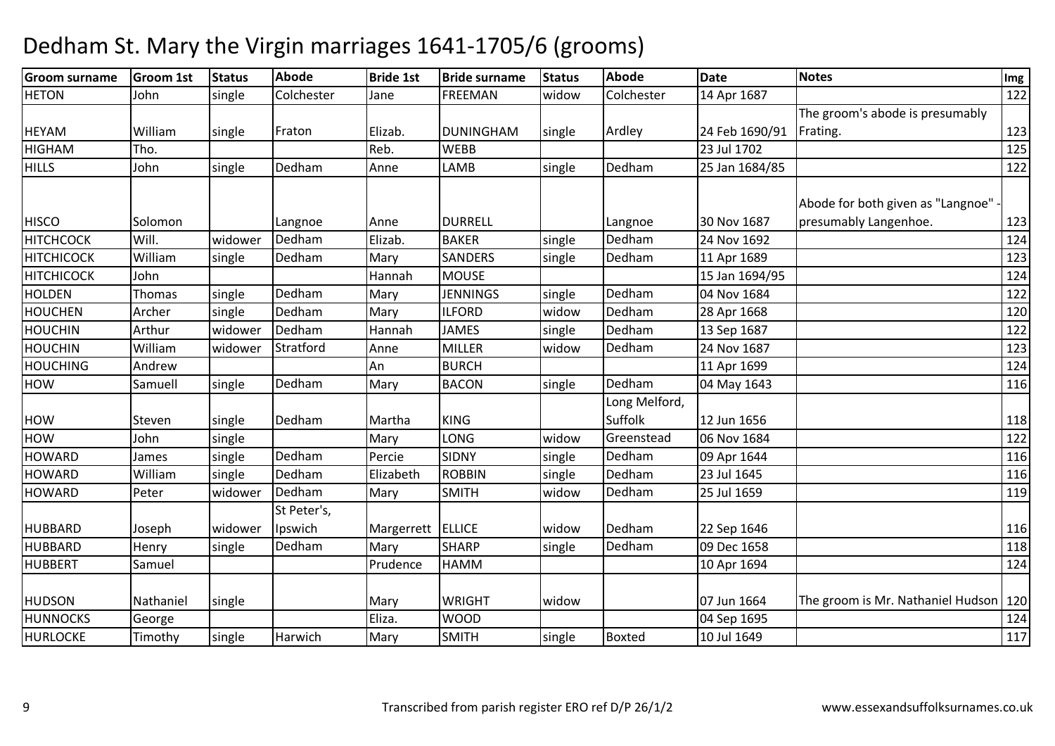# Dedham St. Mary the Virgin marriages 1641-1705/6 (grooms)

| Groom surname | Groom 1st | Status | Abode | Bride 1st | Bride surname | Status | Abode | Date | Notes | Img |
|---|---|---|---|---|---|---|---|---|---|---|
| HETON | John | single | Colchester | Jane | FREEMAN | widow | Colchester | 14 Apr 1687 | | 122 |
| HEYAM | William | single | Fraton | Elizab. | DUNINGHAM | single | Ardley | 24 Feb 1690/91 | The groom's abode is presumably Frating. | 123 |
| HIGHAM | Tho. | | | Reb. | WEBB | | | 23 Jul 1702 | | 125 |
| HILLS | John | single | Dedham | Anne | LAMB | single | Dedham | 25 Jan 1684/85 | | 122 |
| HISCO | Solomon | | Langnoe | Anne | DURRELL | | Langnoe | 30 Nov 1687 | Abode for both given as "Langnoe" - presumably Langenhoe. | 123 |
| HITCHCOCK | Will. | widower | Dedham | Elizab. | BAKER | single | Dedham | 24 Nov 1692 | | 124 |
| HITCHICOCK | William | single | Dedham | Mary | SANDERS | single | Dedham | 11 Apr 1689 | | 123 |
| HITCHICOCK | John | | | Hannah | MOUSE | | | 15 Jan 1694/95 | | 124 |
| HOLDEN | Thomas | single | Dedham | Mary | JENNINGS | single | Dedham | 04 Nov 1684 | | 122 |
| HOUCHEN | Archer | single | Dedham | Mary | ILFORD | widow | Dedham | 28 Apr 1668 | | 120 |
| HOUCHIN | Arthur | widower | Dedham | Hannah | JAMES | single | Dedham | 13 Sep 1687 | | 122 |
| HOUCHIN | William | widower | Stratford | Anne | MILLER | widow | Dedham | 24 Nov 1687 | | 123 |
| HOUCHING | Andrew | | | An | BURCH | | | 11 Apr 1699 | | 124 |
| HOW | Samuell | single | Dedham | Mary | BACON | single | Dedham | 04 May 1643 | | 116 |
| HOW | Steven | single | Dedham | Martha | KING | | Long Melford, Suffolk | 12 Jun 1656 | | 118 |
| HOW | John | single | | Mary | LONG | widow | Greenstead | 06 Nov 1684 | | 122 |
| HOWARD | James | single | Dedham | Percie | SIDNY | single | Dedham | 09 Apr 1644 | | 116 |
| HOWARD | William | single | Dedham | Elizabeth | ROBBIN | single | Dedham | 23 Jul 1645 | | 116 |
| HOWARD | Peter | widower | Dedham | Mary | SMITH | widow | Dedham | 25 Jul 1659 | | 119 |
| HUBBARD | Joseph | widower | St Peter's, Ipswich | Margerrett | ELLICE | widow | Dedham | 22 Sep 1646 | | 116 |
| HUBBARD | Henry | single | Dedham | Mary | SHARP | single | Dedham | 09 Dec 1658 | | 118 |
| HUBBERT | Samuel | | | Prudence | HAMM | | | 10 Apr 1694 | | 124 |
| HUDSON | Nathaniel | single | | Mary | WRIGHT | widow | | 07 Jun 1664 | The groom is Mr. Nathaniel Hudson | 120 |
| HUNNOCKS | George | | | Eliza. | WOOD | | | 04 Sep 1695 | | 124 |
| HURLOCKE | Timothy | single | Harwich | Mary | SMITH | single | Boxted | 10 Jul 1649 | | 117 |

Transcribed from parish register ERO ref D/P 26/1/2

www.essexandsuffolksurnames.co.uk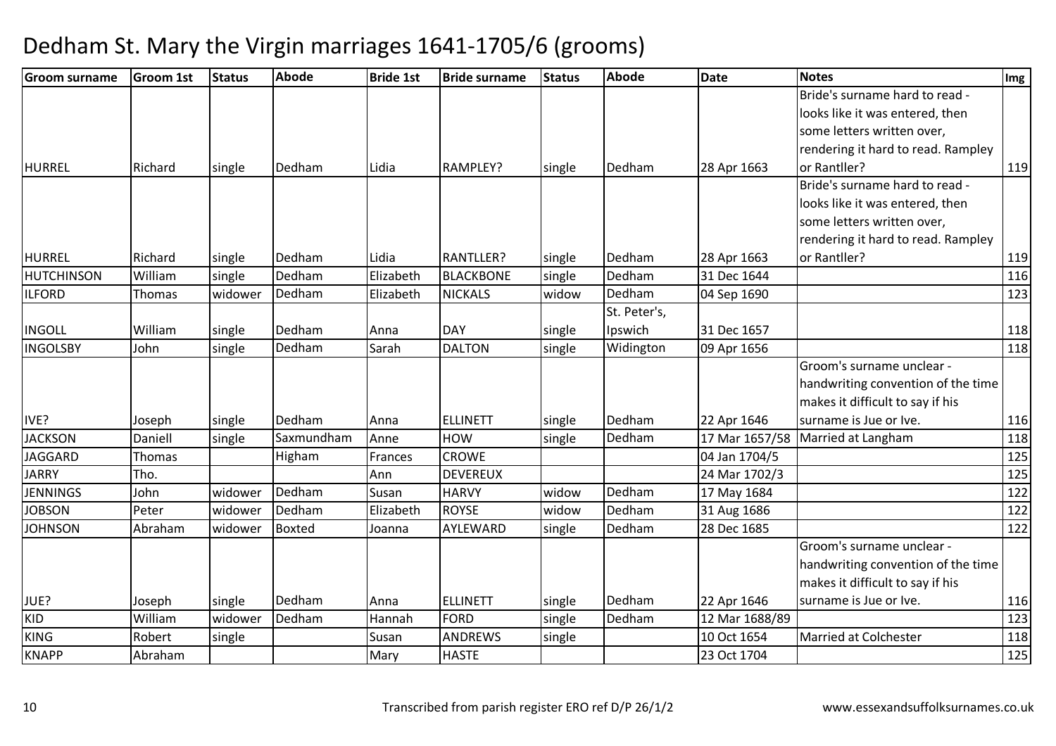# Dedham St. Mary the Virgin marriages 1641-1705/6 (grooms)

| Groom surname | Groom 1st | Status | Abode | Bride 1st | Bride surname | Status | Abode | Date | Notes | Img |
|---|---|---|---|---|---|---|---|---|---|---|
| HURREL | Richard | single | Dedham | Lidia | RAMPLEY? | single | Dedham | 28 Apr 1663 | Bride's surname hard to read - looks like it was entered, then some letters written over, rendering it hard to read. Rampley or Rantller? | 119 |
| HURREL | Richard | single | Dedham | Lidia | RANTLLER? | single | Dedham | 28 Apr 1663 | Bride's surname hard to read - looks like it was entered, then some letters written over, rendering it hard to read. Rampley or Rantller? | 119 |
| HUTCHINSON | William | single | Dedham | Elizabeth | BLACKBONE | single | Dedham | 31 Dec 1644 | | 116 |
| ILFORD | Thomas | widower | Dedham | Elizabeth | NICKALS | widow | Dedham | 04 Sep 1690 | | 123 |
| INGOLL | William | single | Dedham | Anna | DAY | single | St. Peter's, Ipswich | 31 Dec 1657 | | 118 |
| INGOLSBY | John | single | Dedham | Sarah | DALTON | single | Widington | 09 Apr 1656 | | 118 |
| IVE? | Joseph | single | Dedham | Anna | ELLINETT | single | Dedham | 22 Apr 1646 | Groom's surname unclear - handwriting convention of the time makes it difficult to say if his surname is Jue or Ive. | 116 |
| JACKSON | Daniell | single | Saxmundham | Anne | HOW | single | Dedham | 17 Mar 1657/58 | Married at Langham | 118 |
| JAGGARD | Thomas | | Higham | Frances | CROWE | | | 04 Jan 1704/5 | | 125 |
| JARRY | Tho. | | | Ann | DEVEREUX | | | 24 Mar 1702/3 | | 125 |
| JENNINGS | John | widower | Dedham | Susan | HARVY | widow | Dedham | 17 May 1684 | | 122 |
| JOBSON | Peter | widower | Dedham | Elizabeth | ROYSE | widow | Dedham | 31 Aug 1686 | | 122 |
| JOHNSON | Abraham | widower | Boxted | Joanna | AYLEWARD | single | Dedham | 28 Dec 1685 | | 122 |
| JUE? | Joseph | single | Dedham | Anna | ELLINETT | single | Dedham | 22 Apr 1646 | Groom's surname unclear - handwriting convention of the time makes it difficult to say if his surname is Jue or Ive. | 116 |
| KID | William | widower | Dedham | Hannah | FORD | single | Dedham | 12 Mar 1688/89 | | 123 |
| KING | Robert | single | | Susan | ANDREWS | single | | 10 Oct 1654 | Married at Colchester | 118 |
| KNAPP | Abraham | | | Mary | HASTE | | | 23 Oct 1704 | | 125 |

Transcribed from parish register ERO ref D/P 26/1/2

www.essexandsuffolksurnames.co.uk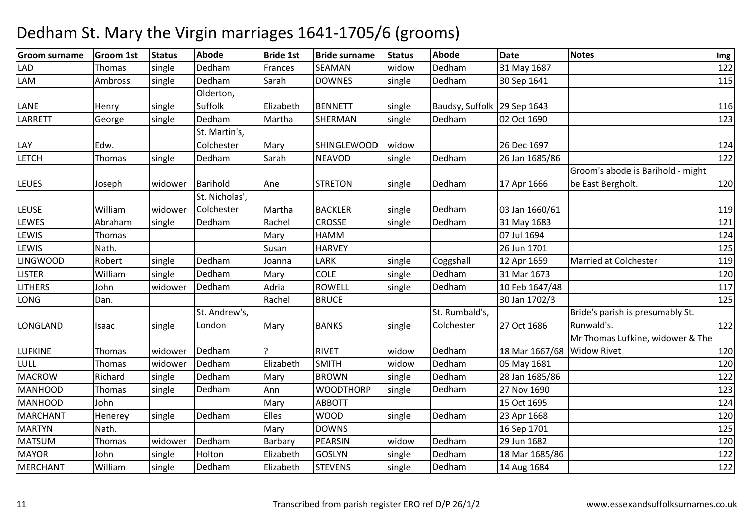# Dedham St. Mary the Virgin marriages 1641-1705/6 (grooms)

| Groom surname | Groom 1st | Status | Abode | Bride 1st | Bride surname | Status | Abode | Date | Notes | Img |
|---|---|---|---|---|---|---|---|---|---|---|
| LAD | Thomas | single | Dedham | Frances | SEAMAN | widow | Dedham | 31 May 1687 | | 122 |
| LAM | Ambross | single | Dedham | Sarah | DOWNES | single | Dedham | 30 Sep 1641 | | 115 |
| LANE | Henry | single | Olderton, Suffolk | Elizabeth | BENNETT | single | Baudsy, Suffolk | 29 Sep 1643 | | 116 |
| LARRETT | George | single | Dedham | Martha | SHERMAN | single | Dedham | 02 Oct 1690 | | 123 |
| LAY | Edw. | | St. Martin's, Colchester | Mary | SHINGLEWOOD | widow | | 26 Dec 1697 | | 124 |
| LETCH | Thomas | single | Dedham | Sarah | NEAVOD | single | Dedham | 26 Jan 1685/86 | | 122 |
| LEUES | Joseph | widower | Barihold | Ane | STRETON | single | Dedham | 17 Apr 1666 | Groom's abode is Barihold - might be East Bergholt. | 120 |
| LEUSE | William | widower | St. Nicholas', Colchester | Martha | BACKLER | single | Dedham | 03 Jan 1660/61 | | 119 |
| LEWES | Abraham | single | Dedham | Rachel | CROSSE | single | Dedham | 31 May 1683 | | 121 |
| LEWIS | Thomas | | | Mary | HAMM | | | 07 Jul 1694 | | 124 |
| LEWIS | Nath. | | | Susan | HARVEY | | | 26 Jun 1701 | | 125 |
| LINGWOOD | Robert | single | Dedham | Joanna | LARK | single | Coggshall | 12 Apr 1659 | Married at Colchester | 119 |
| LISTER | William | single | Dedham | Mary | COLE | single | Dedham | 31 Mar 1673 | | 120 |
| LITHERS | John | widower | Dedham | Adria | ROWELL | single | Dedham | 10 Feb 1647/48 | | 117 |
| LONG | Dan. | | | Rachel | BRUCE | | | 30 Jan 1702/3 | | 125 |
| LONGLAND | Isaac | single | St. Andrew's, London | Mary | BANKS | single | St. Rumbald's, Colchester | 27 Oct 1686 | Bride's parish is presumably St. Runwald's. | 122 |
| LUFKINE | Thomas | widower | Dedham | ? | RIVET | widow | Dedham | 18 Mar 1667/68 | Mr Thomas Lufkine, widower & The Widow Rivet | 120 |
| LULL | Thomas | widower | Dedham | Elizabeth | SMITH | widow | Dedham | 05 May 1681 | | 120 |
| MACROW | Richard | single | Dedham | Mary | BROWN | single | Dedham | 28 Jan 1685/86 | | 122 |
| MANHOOD | Thomas | single | Dedham | Ann | WOODTHORP | single | Dedham | 27 Nov 1690 | | 123 |
| MANHOOD | John | | | Mary | ABBOTT | | | 15 Oct 1695 | | 124 |
| MARCHANT | Henerey | single | Dedham | Elles | WOOD | single | Dedham | 23 Apr 1668 | | 120 |
| MARTYN | Nath. | | | Mary | DOWNS | | | 16 Sep 1701 | | 125 |
| MATSUM | Thomas | widower | Dedham | Barbary | PEARSIN | widow | Dedham | 29 Jun 1682 | | 120 |
| MAYOR | John | single | Holton | Elizabeth | GOSLYN | single | Dedham | 18 Mar 1685/86 | | 122 |
| MERCHANT | William | single | Dedham | Elizabeth | STEVENS | single | Dedham | 14 Aug 1684 | | 122 |

Transcribed from parish register ERO ref D/P 26/1/2

www.essexandsuffolksurnames.co.uk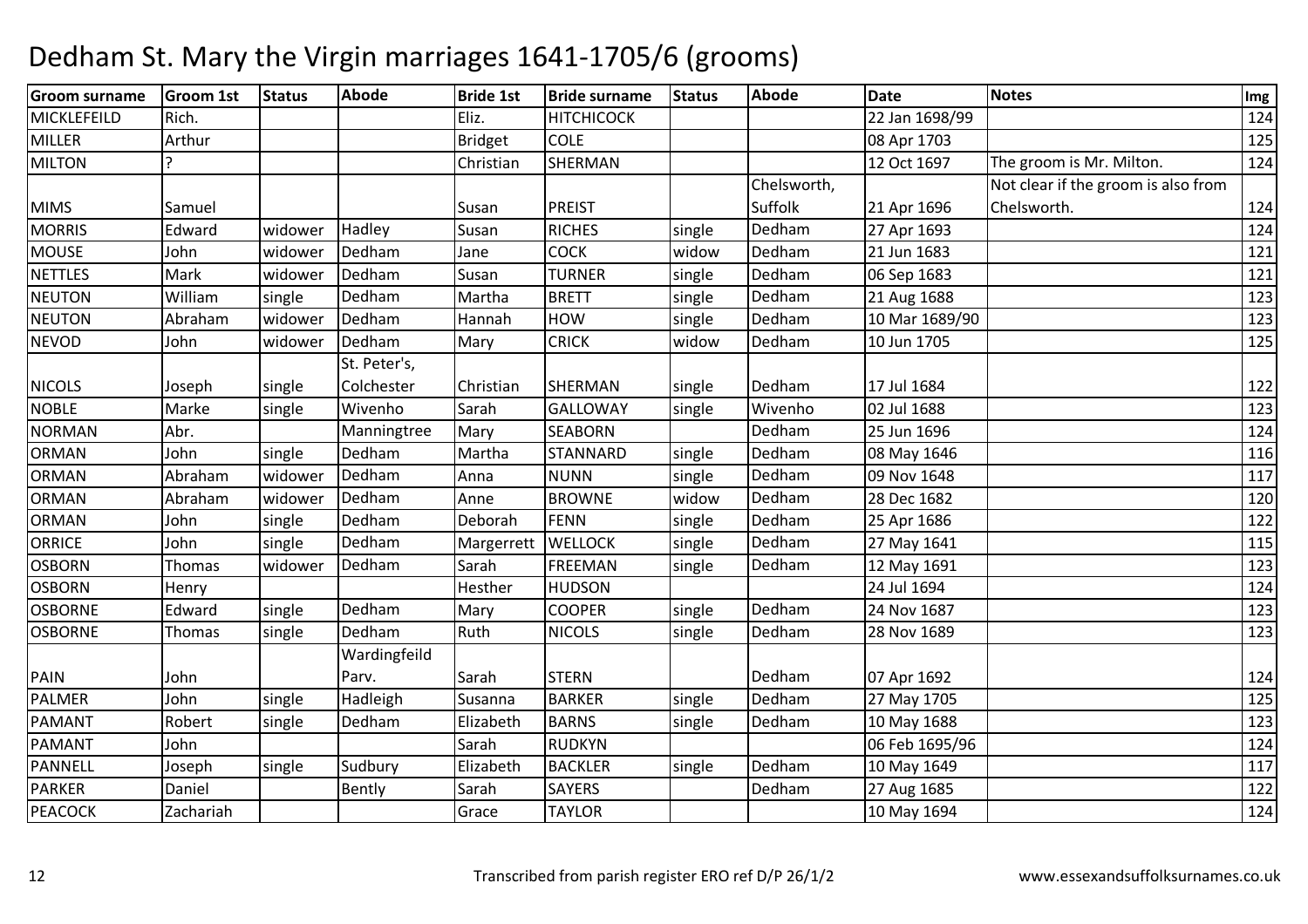# Dedham St. Mary the Virgin marriages 1641-1705/6 (grooms)

| Groom surname | Groom 1st | Status | Abode | Bride 1st | Bride surname | Status | Abode | Date | Notes | Img |
|---|---|---|---|---|---|---|---|---|---|---|
| MICKLEFEILD | Rich. | | | Eliz. | HITCHICOCK | | | 22 Jan 1698/99 | | 124 |
| MILLER | Arthur | | | Bridget | COLE | | | 08 Apr 1703 | | 125 |
| MILTON | ? | | | Christian | SHERMAN | | | 12 Oct 1697 | The groom is Mr. Milton. | 124 |
| MIMS | Samuel | | | Susan | PREIST | | Chelsworth, Suffolk | 21 Apr 1696 | Not clear if the groom is also from Chelsworth. | 124 |
| MORRIS | Edward | widower | Hadley | Susan | RICHES | single | Dedham | 27 Apr 1693 | | 124 |
| MOUSE | John | widower | Dedham | Jane | COCK | widow | Dedham | 21 Jun 1683 | | 121 |
| NETTLES | Mark | widower | Dedham | Susan | TURNER | single | Dedham | 06 Sep 1683 | | 121 |
| NEUTON | William | single | Dedham | Martha | BRETT | single | Dedham | 21 Aug 1688 | | 123 |
| NEUTON | Abraham | widower | Dedham | Hannah | HOW | single | Dedham | 10 Mar 1689/90 | | 123 |
| NEVOD | John | widower | Dedham | Mary | CRICK | widow | Dedham | 10 Jun 1705 | | 125 |
| NICOLS | Joseph | single | St. Peter's, Colchester | Christian | SHERMAN | single | Dedham | 17 Jul 1684 | | 122 |
| NOBLE | Marke | single | Wivenho | Sarah | GALLOWAY | single | Wivenho | 02 Jul 1688 | | 123 |
| NORMAN | Abr. | | Manningtree | Mary | SEABORN | | Dedham | 25 Jun 1696 | | 124 |
| ORMAN | John | single | Dedham | Martha | STANNARD | single | Dedham | 08 May 1646 | | 116 |
| ORMAN | Abraham | widower | Dedham | Anna | NUNN | single | Dedham | 09 Nov 1648 | | 117 |
| ORMAN | Abraham | widower | Dedham | Anne | BROWNE | widow | Dedham | 28 Dec 1682 | | 120 |
| ORMAN | John | single | Dedham | Deborah | FENN | single | Dedham | 25 Apr 1686 | | 122 |
| ORRICE | John | single | Dedham | Margerrett | WELLOCK | single | Dedham | 27 May 1641 | | 115 |
| OSBORN | Thomas | widower | Dedham | Sarah | FREEMAN | single | Dedham | 12 May 1691 | | 123 |
| OSBORN | Henry | | | Hesther | HUDSON | | | 24 Jul 1694 | | 124 |
| OSBORNE | Edward | single | Dedham | Mary | COOPER | single | Dedham | 24 Nov 1687 | | 123 |
| OSBORNE | Thomas | single | Dedham | Ruth | NICOLS | single | Dedham | 28 Nov 1689 | | 123 |
| PAIN | John | | Wardingfeild Parv. | Sarah | STERN | | Dedham | 07 Apr 1692 | | 124 |
| PALMER | John | single | Hadleigh | Susanna | BARKER | single | Dedham | 27 May 1705 | | 125 |
| PAMANT | Robert | single | Dedham | Elizabeth | BARNS | single | Dedham | 10 May 1688 | | 123 |
| PAMANT | John | | | Sarah | RUDKYN | | | 06 Feb 1695/96 | | 124 |
| PANNELL | Joseph | single | Sudbury | Elizabeth | BACKLER | single | Dedham | 10 May 1649 | | 117 |
| PARKER | Daniel | | Bently | Sarah | SAYERS | | Dedham | 27 Aug 1685 | | 122 |
| PEACOCK | Zachariah | | | Grace | TAYLOR | | | 10 May 1694 | | 124 |

Transcribed from parish register ERO ref D/P 26/1/2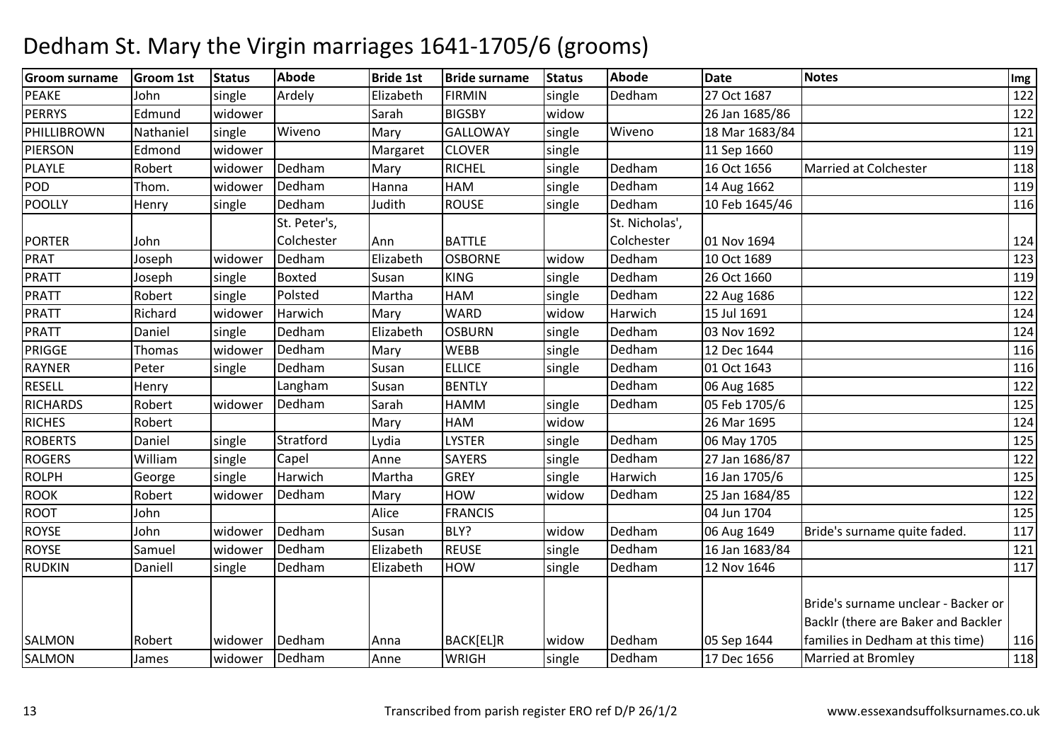# Dedham St. Mary the Virgin marriages 1641-1705/6 (grooms)

| Groom surname | Groom 1st | Status | Abode | Bride 1st | Bride surname | Status | Abode | Date | Notes | Img |
|---|---|---|---|---|---|---|---|---|---|---|
| PEAKE | John | single | Ardely | Elizabeth | FIRMIN | single | Dedham | 27 Oct 1687 | | 122 |
| PERRYS | Edmund | widower | | Sarah | BIGSBY | widow | | 26 Jan 1685/86 | | 122 |
| PHILLIBROWN | Nathaniel | single | Wiveno | Mary | GALLOWAY | single | Wiveno | 18 Mar 1683/84 | | 121 |
| PIERSON | Edmond | widower | | Margaret | CLOVER | single | | 11 Sep 1660 | | 119 |
| PLAYLE | Robert | widower | Dedham | Mary | RICHEL | single | Dedham | 16 Oct 1656 | Married at Colchester | 118 |
| POD | Thom. | widower | Dedham | Hanna | HAM | single | Dedham | 14 Aug 1662 | | 119 |
| POOLLY | Henry | single | Dedham | Judith | ROUSE | single | Dedham | 10 Feb 1645/46 | | 116 |
| PORTER | John | | St. Peter's, Colchester | Ann | BATTLE | | St. Nicholas', Colchester | 01 Nov 1694 | | 124 |
| PRAT | Joseph | widower | Dedham | Elizabeth | OSBORNE | widow | Dedham | 10 Oct 1689 | | 123 |
| PRATT | Joseph | single | Boxted | Susan | KING | single | Dedham | 26 Oct 1660 | | 119 |
| PRATT | Robert | single | Polsted | Martha | HAM | single | Dedham | 22 Aug 1686 | | 122 |
| PRATT | Richard | widower | Harwich | Mary | WARD | widow | Harwich | 15 Jul 1691 | | 124 |
| PRATT | Daniel | single | Dedham | Elizabeth | OSBURN | single | Dedham | 03 Nov 1692 | | 124 |
| PRIGGE | Thomas | widower | Dedham | Mary | WEBB | single | Dedham | 12 Dec 1644 | | 116 |
| RAYNER | Peter | single | Dedham | Susan | ELLICE | single | Dedham | 01 Oct 1643 | | 116 |
| RESELL | Henry | | Langham | Susan | BENTLY | | Dedham | 06 Aug 1685 | | 122 |
| RICHARDS | Robert | widower | Dedham | Sarah | HAMM | single | Dedham | 05 Feb 1705/6 | | 125 |
| RICHES | Robert | | | Mary | HAM | widow | | 26 Mar 1695 | | 124 |
| ROBERTS | Daniel | single | Stratford | Lydia | LYSTER | single | Dedham | 06 May 1705 | | 125 |
| ROGERS | William | single | Capel | Anne | SAYERS | single | Dedham | 27 Jan 1686/87 | | 122 |
| ROLPH | George | single | Harwich | Martha | GREY | single | Harwich | 16 Jan 1705/6 | | 125 |
| ROOK | Robert | widower | Dedham | Mary | HOW | widow | Dedham | 25 Jan 1684/85 | | 122 |
| ROOT | John | | | Alice | FRANCIS | | | 04 Jun 1704 | | 125 |
| ROYSE | John | widower | Dedham | Susan | BLY? | widow | Dedham | 06 Aug 1649 | Bride's surname quite faded. | 117 |
| ROYSE | Samuel | widower | Dedham | Elizabeth | REUSE | single | Dedham | 16 Jan 1683/84 | | 121 |
| RUDKIN | Daniell | single | Dedham | Elizabeth | HOW | single | Dedham | 12 Nov 1646 | | 117 |
| SALMON | Robert | widower | Dedham | Anna | BACK[EL]R | widow | Dedham | 05 Sep 1644 | Bride's surname unclear - Backer or Backlr (there are Baker and Backler families in Dedham at this time) | 116 |
| SALMON | James | widower | Dedham | Anne | WRIGH | single | Dedham | 17 Dec 1656 | Married at Bromley | 118 |

Transcribed from parish register ERO ref D/P 26/1/2 www.essexandsuffolksurnames.co.uk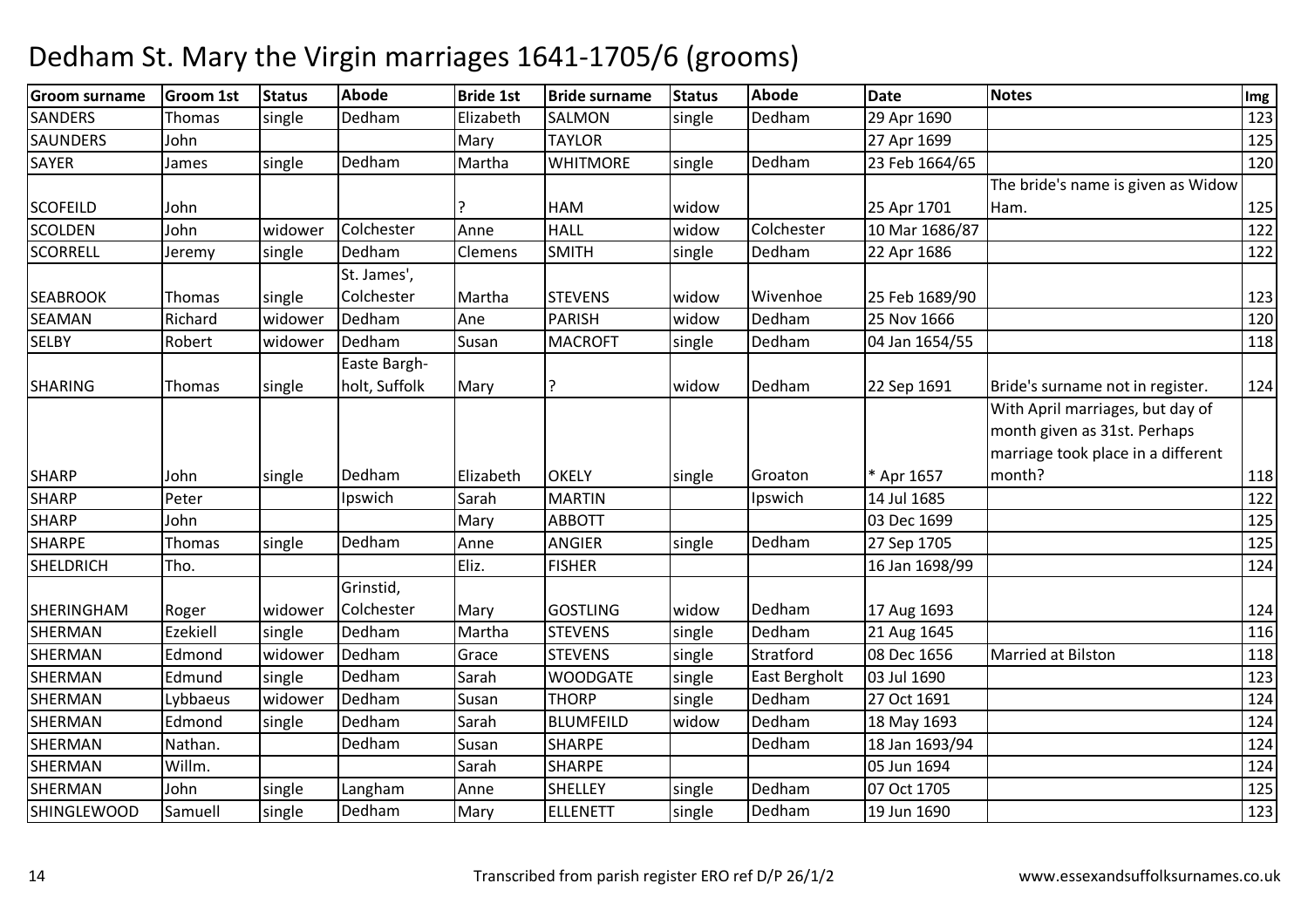# Dedham St. Mary the Virgin marriages 1641-1705/6 (grooms)

| Groom surname | Groom 1st | Status | Abode | Bride 1st | Bride surname | Status | Abode | Date | Notes | Img |
|---|---|---|---|---|---|---|---|---|---|---|
| SANDERS | Thomas | single | Dedham | Elizabeth | SALMON | single | Dedham | 29 Apr 1690 | | 123 |
| SAUNDERS | John | | | Mary | TAYLOR | | | 27 Apr 1699 | | 125 |
| SAYER | James | single | Dedham | Martha | WHITMORE | single | Dedham | 23 Feb 1664/65 | | 120 |
| SCOFEILD | John | | | ? | HAM | widow | | 25 Apr 1701 | The bride's name is given as Widow Ham. | 125 |
| SCOLDEN | John | widower | Colchester | Anne | HALL | widow | Colchester | 10 Mar 1686/87 | | 122 |
| SCORRELL | Jeremy | single | Dedham | Clemens | SMITH | single | Dedham | 22 Apr 1686 | | 122 |
| SEABROOK | Thomas | single | St. James', Colchester | Martha | STEVENS | widow | Wivenhoe | 25 Feb 1689/90 | | 123 |
| SEAMAN | Richard | widower | Dedham | Ane | PARISH | widow | Dedham | 25 Nov 1666 | | 120 |
| SELBY | Robert | widower | Dedham | Susan | MACROFT | single | Dedham | 04 Jan 1654/55 | | 118 |
| SHARING | Thomas | single | Easte Bargh-holt, Suffolk | Mary | ? | widow | Dedham | 22 Sep 1691 | Bride's surname not in register. | 124 |
| SHARP | John | single | Dedham | Elizabeth | OKELY | single | Groaton | * Apr 1657 | With April marriages, but day of month given as 31st. Perhaps marriage took place in a different month? | 118 |
| SHARP | Peter | | Ipswich | Sarah | MARTIN | | Ipswich | 14 Jul 1685 | | 122 |
| SHARP | John | | | Mary | ABBOTT | | | 03 Dec 1699 | | 125 |
| SHARPE | Thomas | single | Dedham | Anne | ANGIER | single | Dedham | 27 Sep 1705 | | 125 |
| SHELDRICH | Tho. | | | Eliz. | FISHER | | | 16 Jan 1698/99 | | 124 |
| SHERINGHAM | Roger | widower | Grinstid, Colchester | Mary | GOSTLING | widow | Dedham | 17 Aug 1693 | | 124 |
| SHERMAN | Ezekiell | single | Dedham | Martha | STEVENS | single | Dedham | 21 Aug 1645 | | 116 |
| SHERMAN | Edmond | widower | Dedham | Grace | STEVENS | single | Stratford | 08 Dec 1656 | Married at Bilston | 118 |
| SHERMAN | Edmund | single | Dedham | Sarah | WOODGATE | single | East Bergholt | 03 Jul 1690 | | 123 |
| SHERMAN | Lybbaeus | widower | Dedham | Susan | THORP | single | Dedham | 27 Oct 1691 | | 124 |
| SHERMAN | Edmond | single | Dedham | Sarah | BLUMFEILD | widow | Dedham | 18 May 1693 | | 124 |
| SHERMAN | Nathan. | | Dedham | Susan | SHARPE | | Dedham | 18 Jan 1693/94 | | 124 |
| SHERMAN | Willm. | | | Sarah | SHARPE | | | 05 Jun 1694 | | 124 |
| SHERMAN | John | single | Langham | Anne | SHELLEY | single | Dedham | 07 Oct 1705 | | 125 |
| SHINGLEWOOD | Samuell | single | Dedham | Mary | ELLENETT | single | Dedham | 19 Jun 1690 | | 123 |

Transcribed from parish register ERO ref D/P 26/1/2

www.essexandsuffolksurnames.co.uk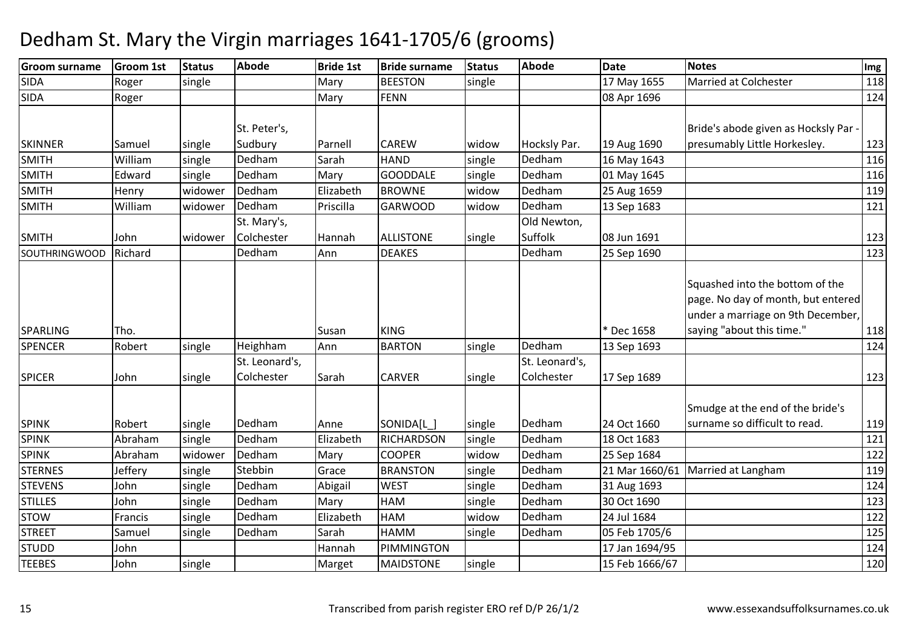# Dedham St. Mary the Virgin marriages 1641-1705/6 (grooms)

| Groom surname | Groom 1st | Status | Abode | Bride 1st | Bride surname | Status | Abode | Date | Notes | Img |
|---|---|---|---|---|---|---|---|---|---|---|
| SIDA | Roger | single | | Mary | BEESTON | single | | 17 May 1655 | Married at Colchester | 118 |
| SIDA | Roger | | | Mary | FENN | | | 08 Apr 1696 | | 124 |
| SKINNER | Samuel | single | St. Peter's, Sudbury | Parnell | CAREW | widow | Hocksly Par. | 19 Aug 1690 | Bride's abode given as Hocksly Par - presumably Little Horkesley. | 123 |
| SMITH | William | single | Dedham | Sarah | HAND | single | Dedham | 16 May 1643 | | 116 |
| SMITH | Edward | single | Dedham | Mary | GOODDALE | single | Dedham | 01 May 1645 | | 116 |
| SMITH | Henry | widower | Dedham | Elizabeth | BROWNE | widow | Dedham | 25 Aug 1659 | | 119 |
| SMITH | William | widower | Dedham | Priscilla | GARWOOD | widow | Dedham | 13 Sep 1683 | | 121 |
| SMITH | John | widower | St. Mary's, Colchester | Hannah | ALLISTONE | single | Old Newton, Suffolk | 08 Jun 1691 | | 123 |
| SOUTHRINGWOOD | Richard | | Dedham | Ann | DEAKES | | Dedham | 25 Sep 1690 | | 123 |
| SPARLING | Tho. | | | Susan | KING | | | * Dec 1658 | Squashed into the bottom of the page. No day of month, but entered under a marriage on 9th December, saying "about this time." | 118 |
| SPENCER | Robert | single | Heighham | Ann | BARTON | single | Dedham | 13 Sep 1693 | | 124 |
| SPICER | John | single | St. Leonard's, Colchester | Sarah | CARVER | single | St. Leonard's, Colchester | 17 Sep 1689 | | 123 |
| SPINK | Robert | single | Dedham | Anne | SONIDA[L_] | single | Dedham | 24 Oct 1660 | Smudge at the end of the bride's surname so difficult to read. | 119 |
| SPINK | Abraham | single | Dedham | Elizabeth | RICHARDSON | single | Dedham | 18 Oct 1683 | | 121 |
| SPINK | Abraham | widower | Dedham | Mary | COOPER | widow | Dedham | 25 Sep 1684 | | 122 |
| STERNES | Jeffery | single | Stebbin | Grace | BRANSTON | single | Dedham | 21 Mar 1660/61 | Married at Langham | 119 |
| STEVENS | John | single | Dedham | Abigail | WEST | single | Dedham | 31 Aug 1693 | | 124 |
| STILLES | John | single | Dedham | Mary | HAM | single | Dedham | 30 Oct 1690 | | 123 |
| STOW | Francis | single | Dedham | Elizabeth | HAM | widow | Dedham | 24 Jul 1684 | | 122 |
| STREET | Samuel | single | Dedham | Sarah | HAMM | single | Dedham | 05 Feb 1705/6 | | 125 |
| STUDD | John | | | Hannah | PIMMINGTON | | | 17 Jan 1694/95 | | 124 |
| TEEBES | John | single | | Marget | MAIDSTONE | single | | 15 Feb 1666/67 | | 120 |

Transcribed from parish register ERO ref D/P 26/1/2 www.essexandsuffolksurnames.co.uk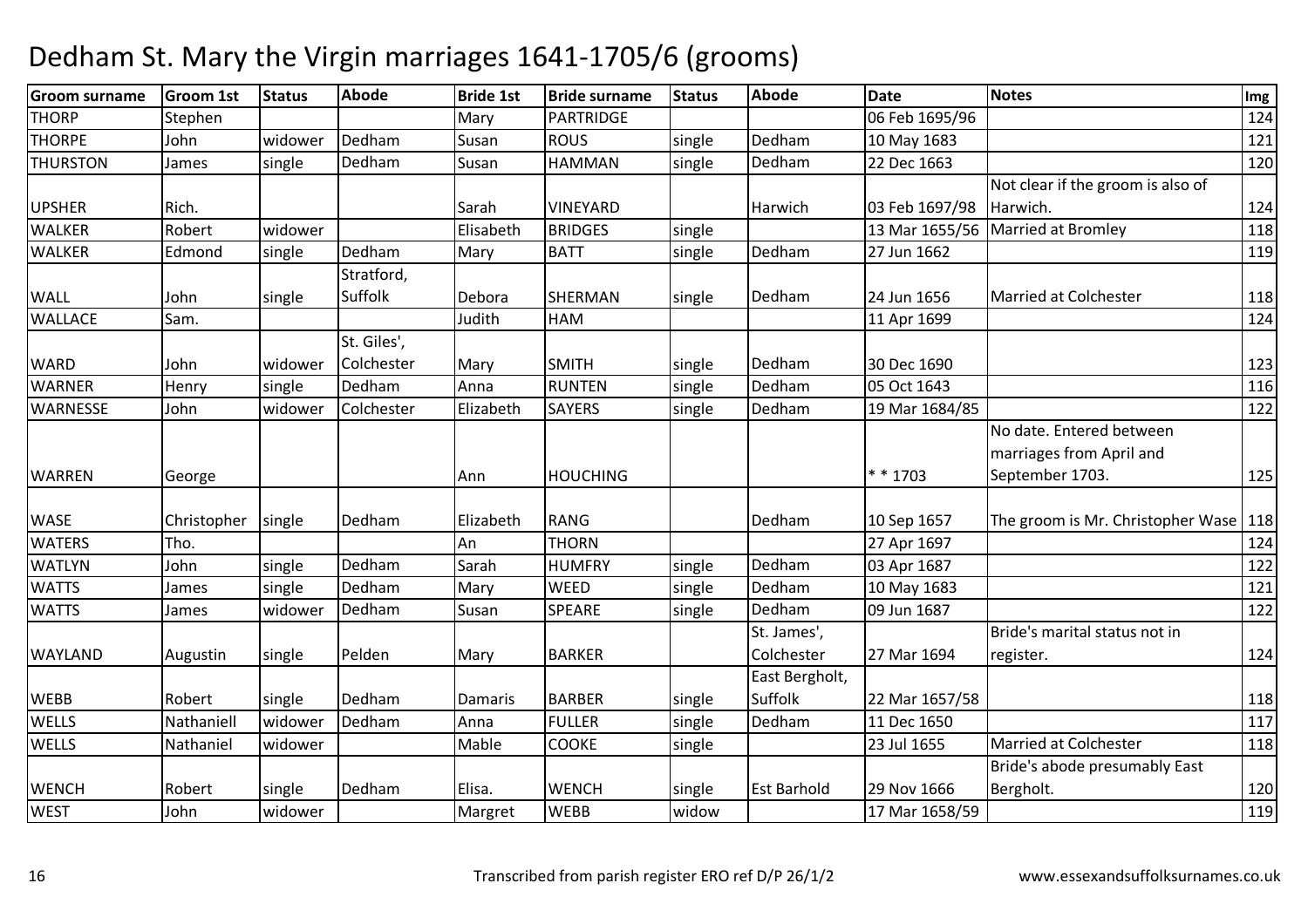# Dedham St. Mary the Virgin marriages 1641-1705/6 (grooms)

| Groom surname | Groom 1st | Status | Abode | Bride 1st | Bride surname | Status | Abode | Date | Notes | Img |
|---|---|---|---|---|---|---|---|---|---|---|
| THORP | Stephen | | | Mary | PARTRIDGE | | | 06 Feb 1695/96 | | 124 |
| THORPE | John | widower | Dedham | Susan | ROUS | single | Dedham | 10 May 1683 | | 121 |
| THURSTON | James | single | Dedham | Susan | HAMMAN | single | Dedham | 22 Dec 1663 | | 120 |
| UPSHER | Rich. | | | Sarah | VINEYARD | | Harwich | 03 Feb 1697/98 | Not clear if the groom is also of Harwich. | 124 |
| WALKER | Robert | widower | | Elisabeth | BRIDGES | single | | 13 Mar 1655/56 | Married at Bromley | 118 |
| WALKER | Edmond | single | Dedham | Mary | BATT | single | Dedham | 27 Jun 1662 | | 119 |
| WALL | John | single | Stratford, Suffolk | Debora | SHERMAN | single | Dedham | 24 Jun 1656 | Married at Colchester | 118 |
| WALLACE | Sam. | | | Judith | HAM | | | 11 Apr 1699 | | 124 |
| WARD | John | widower | St. Giles', Colchester | Mary | SMITH | single | Dedham | 30 Dec 1690 | | 123 |
| WARNER | Henry | single | Dedham | Anna | RUNTEN | single | Dedham | 05 Oct 1643 | | 116 |
| WARNESSE | John | widower | Colchester | Elizabeth | SAYERS | single | Dedham | 19 Mar 1684/85 | | 122 |
| WARREN | George | | | Ann | HOUCHING | | | * * 1703 | No date. Entered between marriages from April and September 1703. | 125 |
| WASE | Christopher | single | Dedham | Elizabeth | RANG | | Dedham | 10 Sep 1657 | The groom is Mr. Christopher Wase | 118 |
| WATERS | Tho. | | | An | THORN | | | 27 Apr 1697 | | 124 |
| WATLYN | John | single | Dedham | Sarah | HUMFRY | single | Dedham | 03 Apr 1687 | | 122 |
| WATTS | James | single | Dedham | Mary | WEED | single | Dedham | 10 May 1683 | | 121 |
| WATTS | James | widower | Dedham | Susan | SPEARE | single | Dedham | 09 Jun 1687 | | 122 |
| WAYLAND | Augustin | single | Pelden | Mary | BARKER | | St. James', Colchester | 27 Mar 1694 | Bride's marital status not in register. | 124 |
| WEBB | Robert | single | Dedham | Damaris | BARBER | single | East Bergholt, Suffolk | 22 Mar 1657/58 | | 118 |
| WELLS | Nathaniell | widower | Dedham | Anna | FULLER | single | Dedham | 11 Dec 1650 | | 117 |
| WELLS | Nathaniel | widower | | Mable | COOKE | single | | 23 Jul 1655 | Married at Colchester | 118 |
| WENCH | Robert | single | Dedham | Elisa. | WENCH | single | Est Barhold | 29 Nov 1666 | Bride's abode presumably East Bergholt. | 120 |
| WEST | John | widower | | Margret | WEBB | widow | | 17 Mar 1658/59 | | 119 |

Transcribed from parish register ERO ref D/P 26/1/2 www.essexandsuffolksurnames.co.uk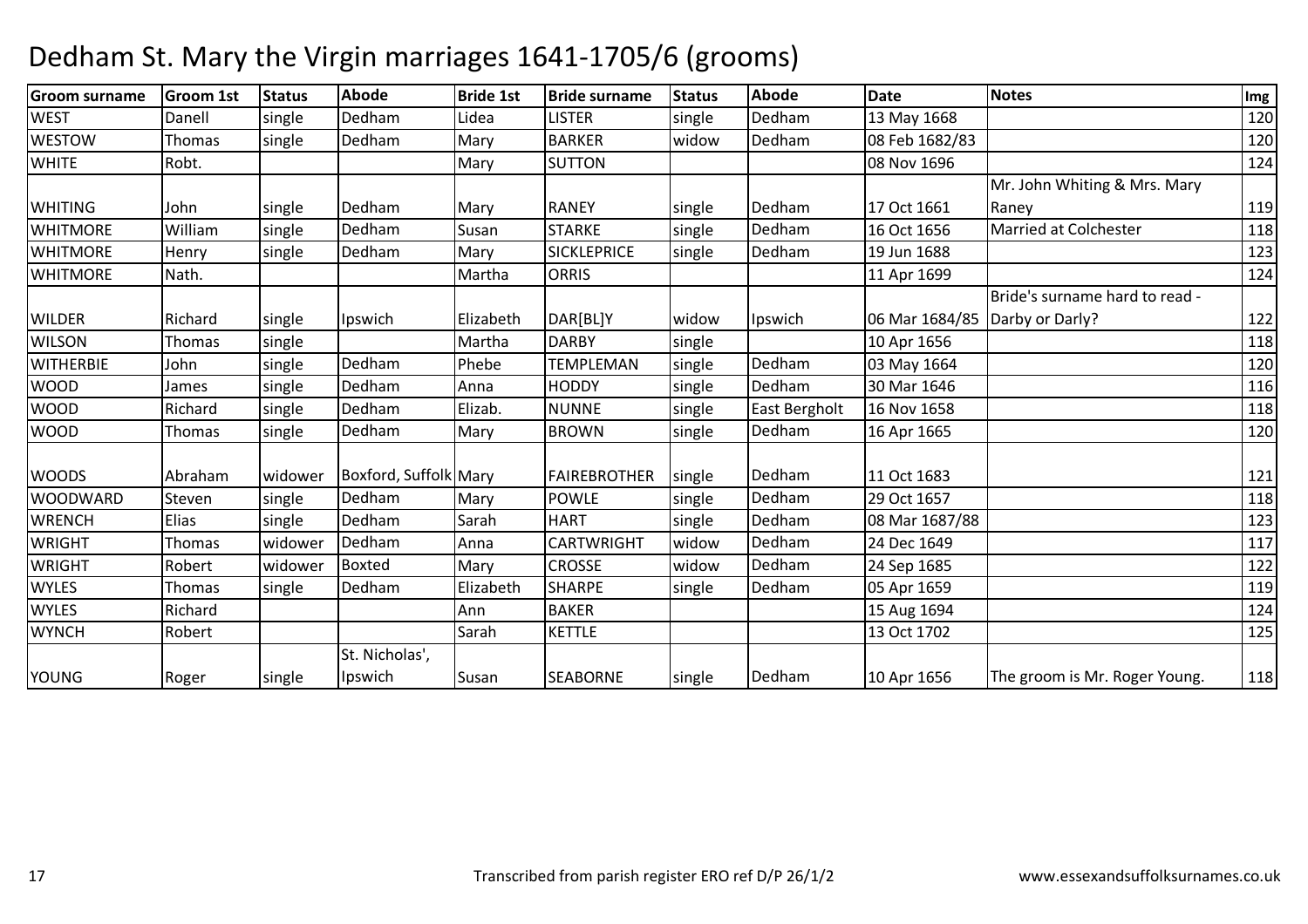# Dedham St. Mary the Virgin marriages 1641-1705/6 (grooms)

| Groom surname | Groom 1st | Status | Abode | Bride 1st | Bride surname | Status | Abode | Date | Notes | Img |
|---|---|---|---|---|---|---|---|---|---|---|
| WEST | Danell | single | Dedham | Lidea | LISTER | single | Dedham | 13 May 1668 | | 120 |
| WESTOW | Thomas | single | Dedham | Mary | BARKER | widow | Dedham | 08 Feb 1682/83 | | 120 |
| WHITE | Robt. | | | Mary | SUTTON | | | 08 Nov 1696 | | 124 |
| WHITING | John | single | Dedham | Mary | RANEY | single | Dedham | 17 Oct 1661 | Mr. John Whiting & Mrs. Mary Raney | 119 |
| WHITMORE | William | single | Dedham | Susan | STARKE | single | Dedham | 16 Oct 1656 | Married at Colchester | 118 |
| WHITMORE | Henry | single | Dedham | Mary | SICKLEPRICE | single | Dedham | 19 Jun 1688 | | 123 |
| WHITMORE | Nath. | | | Martha | ORRIS | | | 11 Apr 1699 | | 124 |
| WILDER | Richard | single | Ipswich | Elizabeth | DAR[BL]Y | widow | Ipswich | 06 Mar 1684/85 | Bride's surname hard to read - Darby or Darly? | 122 |
| WILSON | Thomas | single | | Martha | DARBY | single | | 10 Apr 1656 | | 118 |
| WITHERBIE | John | single | Dedham | Phebe | TEMPLEMAN | single | Dedham | 03 May 1664 | | 120 |
| WOOD | James | single | Dedham | Anna | HODDY | single | Dedham | 30 Mar 1646 | | 116 |
| WOOD | Richard | single | Dedham | Elizab. | NUNNE | single | East Bergholt | 16 Nov 1658 | | 118 |
| WOOD | Thomas | single | Dedham | Mary | BROWN | single | Dedham | 16 Apr 1665 | | 120 |
| WOODS | Abraham | widower | Boxford, Suffolk | Mary | FAIREBROTHER | single | Dedham | 11 Oct 1683 | | 121 |
| WOODWARD | Steven | single | Dedham | Mary | POWLE | single | Dedham | 29 Oct 1657 | | 118 |
| WRENCH | Elias | single | Dedham | Sarah | HART | single | Dedham | 08 Mar 1687/88 | | 123 |
| WRIGHT | Thomas | widower | Dedham | Anna | CARTWRIGHT | widow | Dedham | 24 Dec 1649 | | 117 |
| WRIGHT | Robert | widower | Boxted | Mary | CROSSE | widow | Dedham | 24 Sep 1685 | | 122 |
| WYLES | Thomas | single | Dedham | Elizabeth | SHARPE | single | Dedham | 05 Apr 1659 | | 119 |
| WYLES | Richard | | | Ann | BAKER | | | 15 Aug 1694 | | 124 |
| WYNCH | Robert | | | Sarah | KETTLE | | | 13 Oct 1702 | | 125 |
| YOUNG | Roger | single | St. Nicholas', Ipswich | Susan | SEABORNE | single | Dedham | 10 Apr 1656 | The groom is Mr. Roger Young. | 118 |

Transcribed from parish register ERO ref D/P 26/1/2

www.essexandsuffolksurnames.co.uk